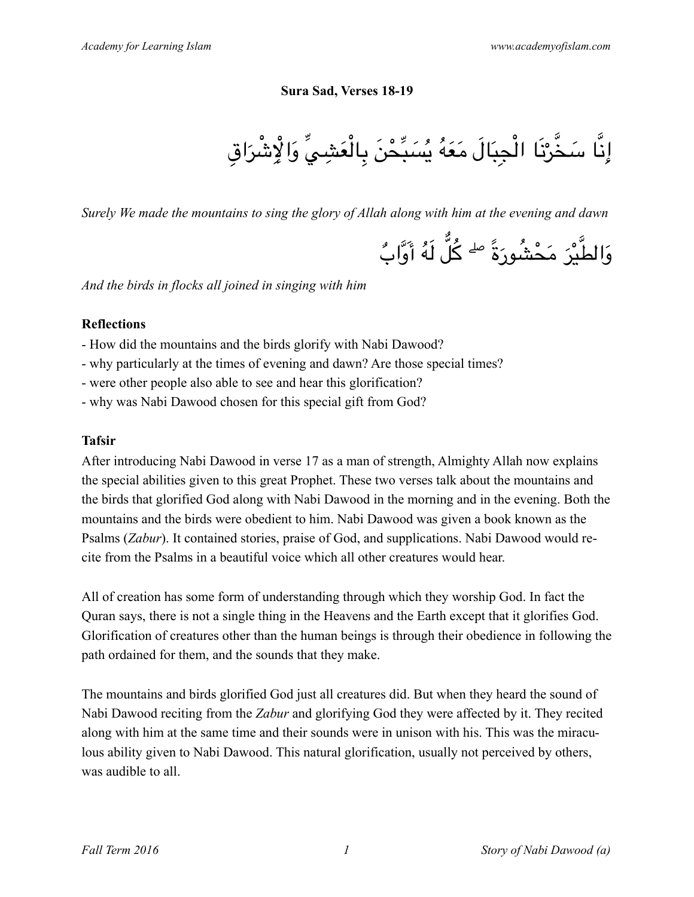**Sura Sad, Verses 18-19**

إِنَّا سَخَّرْنَا الْجِبَالَ مَعَهُ يُسَبِّحْنَ بِالْعَشِيِّ وَالْإِشْرَاقِ

*Surely We made the mountains to sing the glory of Allah along with him at the evening and dawn*

وَالطَّيْرَ مَحْشُورَةً ۖ كُلٌّ لَهُ أَوَّابٌ

*And the birds in flocks all joined in singing with him*

### Reflections

- How did the mountains and the birds glorify with Nabi Dawood?
- why particularly at the times of evening and dawn? Are those special times?
- were other people also able to see and hear this glorification?
- why was Nabi Dawood chosen for this special gift from God?

### Tafsir

After introducing Nabi Dawood in verse 17 as a man of strength, Almighty Allah now explains the special abilities given to this great Prophet. These two verses talk about the mountains and the birds that glorified God along with Nabi Dawood in the morning and in the evening. Both the mountains and the birds were obedient to him. Nabi Dawood was given a book known as the Psalms (*Zabur*). It contained stories, praise of God, and supplications. Nabi Dawood would recite from the Psalms in a beautiful voice which all other creatures would hear.

All of creation has some form of understanding through which they worship God. In fact the Quran says, there is not a single thing in the Heavens and the Earth except that it glorifies God. Glorification of creatures other than the human beings is through their obedience in following the path ordained for them, and the sounds that they make.

The mountains and birds glorified God just all creatures did. But when they heard the sound of Nabi Dawood reciting from the *Zabur* and glorifying God they were affected by it. They recited along with him at the same time and their sounds were in unison with his. This was the miraculous ability given to Nabi Dawood. This natural glorification, usually not perceived by others, was audible to all.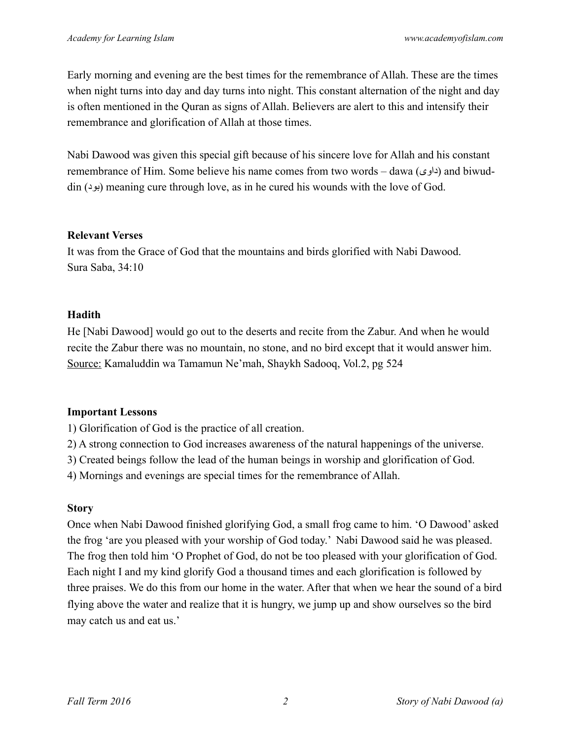Early morning and evening are the best times for the remembrance of Allah. These are the times when night turns into day and day turns into night. This constant alternation of the night and day is often mentioned in the Quran as signs of Allah. Believers are alert to this and intensify their remembrance and glorification of Allah at those times.

Nabi Dawood was given this special gift because of his sincere love for Allah and his constant remembrance of Him. Some believe his name comes from two words – dawa (داوی) and biwud-din (بود) meaning cure through love, as in he cured his wounds with the love of God.

**Relevant Verses**

It was from the Grace of God that the mountains and birds glorified with Nabi Dawood.
Sura Saba, 34:10

**Hadith**

He [Nabi Dawood] would go out to the deserts and recite from the Zabur. And when he would recite the Zabur there was no mountain, no stone, and no bird except that it would answer him.
Source: Kamaluddin wa Tamamun Ne'mah, Shaykh Sadooq, Vol.2, pg 524

**Important Lessons**

1) Glorification of God is the practice of all creation.
2) A strong connection to God increases awareness of the natural happenings of the universe.
3) Created beings follow the lead of the human beings in worship and glorification of God.
4) Mornings and evenings are special times for the remembrance of Allah.

**Story**

Once when Nabi Dawood finished glorifying God, a small frog came to him. 'O Dawood' asked the frog 'are you pleased with your worship of God today.' Nabi Dawood said he was pleased. The frog then told him 'O Prophet of God, do not be too pleased with your glorification of God. Each night I and my kind glorify God a thousand times and each glorification is followed by three praises. We do this from our home in the water. After that when we hear the sound of a bird flying above the water and realize that it is hungry, we jump up and show ourselves so the bird may catch us and eat us.'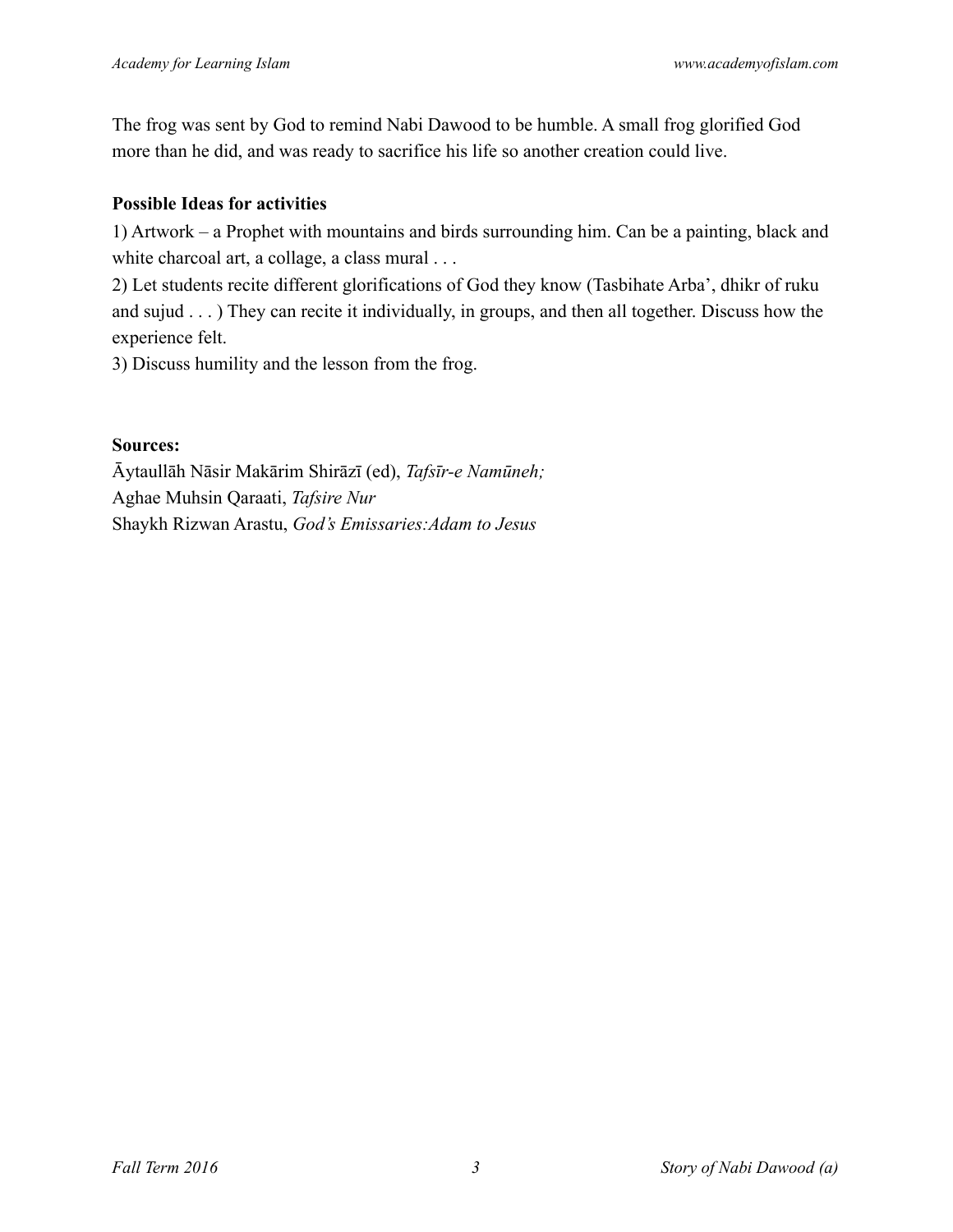The frog was sent by God to remind Nabi Dawood to be humble. A small frog glorified God more than he did, and was ready to sacrifice his life so another creation could live.

**Possible Ideas for activities**

1) Artwork – a Prophet with mountains and birds surrounding him. Can be a painting, black and white charcoal art, a collage, a class mural . . .

2) Let students recite different glorifications of God they know (Tasbihate Arba', dhikr of ruku and sujud . . . ) They can recite it individually, in groups, and then all together. Discuss how the experience felt.

3) Discuss humility and the lesson from the frog.

**Sources:**

Āytaullāh Nāsir Makārim Shirāzī (ed), *Tafsīr-e Namūneh;*
Aghae Muhsin Qaraati, *Tafsire Nur*
Shaykh Rizwan Arastu, *God's Emissaries:Adam to Jesus*